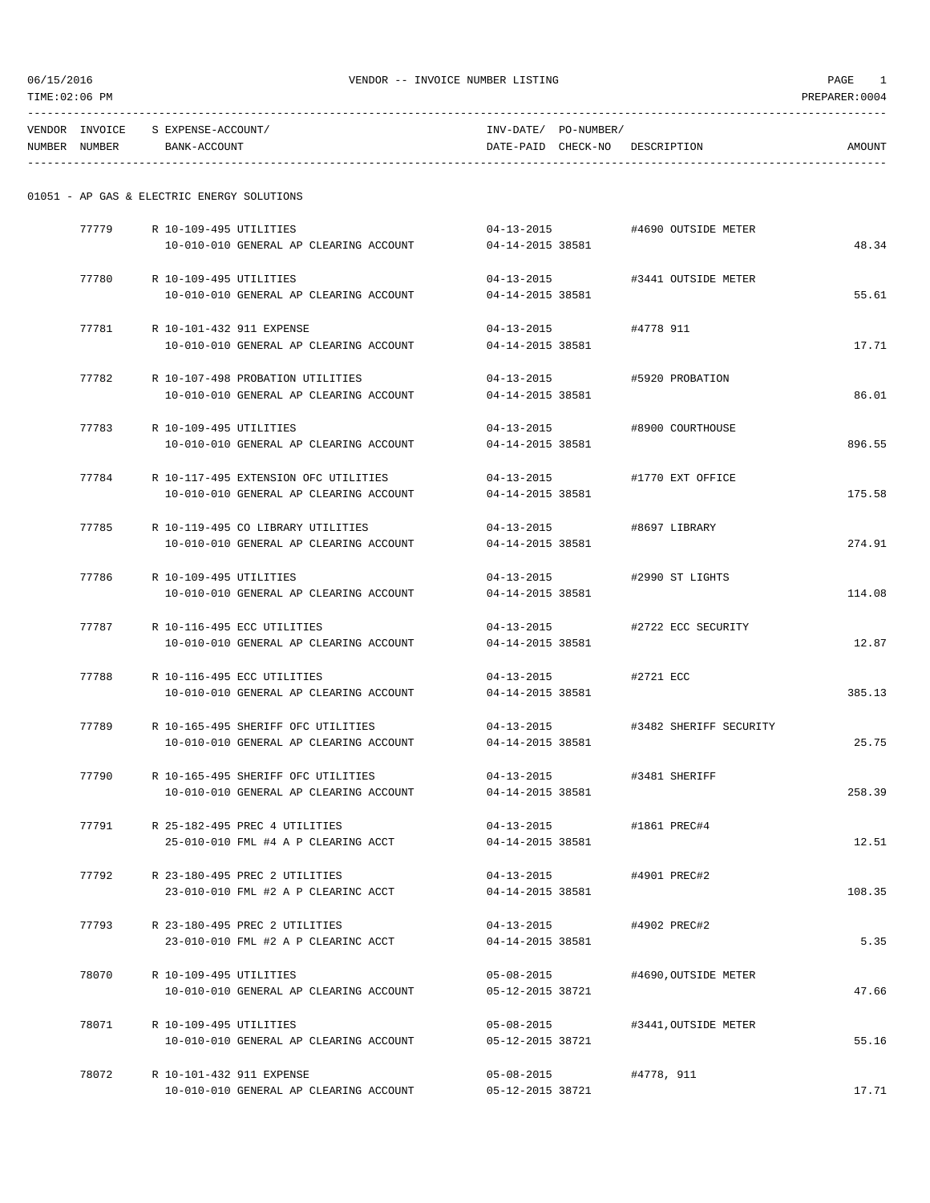06/15/2016 VENDOR -- INVOICE NUMBER LISTING PAGE 1
TIME:02:06 PM PREPARER:0004

| VENDOR NUMBER | INVOICE NUMBER | S | EXPENSE-ACCOUNT/ BANK-ACCOUNT | INV-DATE/ DATE-PAID | PO-NUMBER/ CHECK-NO | DESCRIPTION | AMOUNT |
|---|---|---|---|---|---|---|---|

01051 - AP GAS & ELECTRIC ENERGY SOLUTIONS

| VENDOR NUMBER | INVOICE NUMBER | S | EXPENSE-ACCOUNT/ BANK-ACCOUNT | INV-DATE/ DATE-PAID | PO-NUMBER/ CHECK-NO | DESCRIPTION | AMOUNT |
|---|---|---|---|---|---|---|---|
| | 77779 | R | 10-109-495 UTILITIES | 04-13-2015 | | #4690 OUTSIDE METER | |
| | | | 10-010-010 GENERAL AP CLEARING ACCOUNT | 04-14-2015 | 38581 | | 48.34 |
| | 77780 | R | 10-109-495 UTILITIES | 04-13-2015 | | #3441 OUTSIDE METER | |
| | | | 10-010-010 GENERAL AP CLEARING ACCOUNT | 04-14-2015 | 38581 | | 55.61 |
| | 77781 | R | 10-101-432 911 EXPENSE | 04-13-2015 | | #4778 911 | |
| | | | 10-010-010 GENERAL AP CLEARING ACCOUNT | 04-14-2015 | 38581 | | 17.71 |
| | 77782 | R | 10-107-498 PROBATION UTILITIES | 04-13-2015 | | #5920 PROBATION | |
| | | | 10-010-010 GENERAL AP CLEARING ACCOUNT | 04-14-2015 | 38581 | | 86.01 |
| | 77783 | R | 10-109-495 UTILITIES | 04-13-2015 | | #8900 COURTHOUSE | |
| | | | 10-010-010 GENERAL AP CLEARING ACCOUNT | 04-14-2015 | 38581 | | 896.55 |
| | 77784 | R | 10-117-495 EXTENSION OFC UTILITIES | 04-13-2015 | | #1770 EXT OFFICE | |
| | | | 10-010-010 GENERAL AP CLEARING ACCOUNT | 04-14-2015 | 38581 | | 175.58 |
| | 77785 | R | 10-119-495 CO LIBRARY UTILITIES | 04-13-2015 | | #8697 LIBRARY | |
| | | | 10-010-010 GENERAL AP CLEARING ACCOUNT | 04-14-2015 | 38581 | | 274.91 |
| | 77786 | R | 10-109-495 UTILITIES | 04-13-2015 | | #2990 ST LIGHTS | |
| | | | 10-010-010 GENERAL AP CLEARING ACCOUNT | 04-14-2015 | 38581 | | 114.08 |
| | 77787 | R | 10-116-495 ECC UTILITIES | 04-13-2015 | | #2722 ECC SECURITY | |
| | | | 10-010-010 GENERAL AP CLEARING ACCOUNT | 04-14-2015 | 38581 | | 12.87 |
| | 77788 | R | 10-116-495 ECC UTILITIES | 04-13-2015 | | #2721 ECC | |
| | | | 10-010-010 GENERAL AP CLEARING ACCOUNT | 04-14-2015 | 38581 | | 385.13 |
| | 77789 | R | 10-165-495 SHERIFF OFC UTILITIES | 04-13-2015 | | #3482 SHERIFF SECURITY | |
| | | | 10-010-010 GENERAL AP CLEARING ACCOUNT | 04-14-2015 | 38581 | | 25.75 |
| | 77790 | R | 10-165-495 SHERIFF OFC UTILITIES | 04-13-2015 | | #3481 SHERIFF | |
| | | | 10-010-010 GENERAL AP CLEARING ACCOUNT | 04-14-2015 | 38581 | | 258.39 |
| | 77791 | R | 25-182-495 PREC 4 UTILITIES | 04-13-2015 | | #1861 PREC#4 | |
| | | | 25-010-010 FML #4 A P CLEARING ACCT | 04-14-2015 | 38581 | | 12.51 |
| | 77792 | R | 23-180-495 PREC 2 UTILITIES | 04-13-2015 | | #4901 PREC#2 | |
| | | | 23-010-010 FML #2 A P CLEARINC ACCT | 04-14-2015 | 38581 | | 108.35 |
| | 77793 | R | 23-180-495 PREC 2 UTILITIES | 04-13-2015 | | #4902 PREC#2 | |
| | | | 23-010-010 FML #2 A P CLEARINC ACCT | 04-14-2015 | 38581 | | 5.35 |
| | 78070 | R | 10-109-495 UTILITIES | 05-08-2015 | | #4690,OUTSIDE METER | |
| | | | 10-010-010 GENERAL AP CLEARING ACCOUNT | 05-12-2015 | 38721 | | 47.66 |
| | 78071 | R | 10-109-495 UTILITIES | 05-08-2015 | | #3441,OUTSIDE METER | |
| | | | 10-010-010 GENERAL AP CLEARING ACCOUNT | 05-12-2015 | 38721 | | 55.16 |
| | 78072 | R | 10-101-432 911 EXPENSE | 05-08-2015 | | #4778, 911 | |
| | | | 10-010-010 GENERAL AP CLEARING ACCOUNT | 05-12-2015 | 38721 | | 17.71 |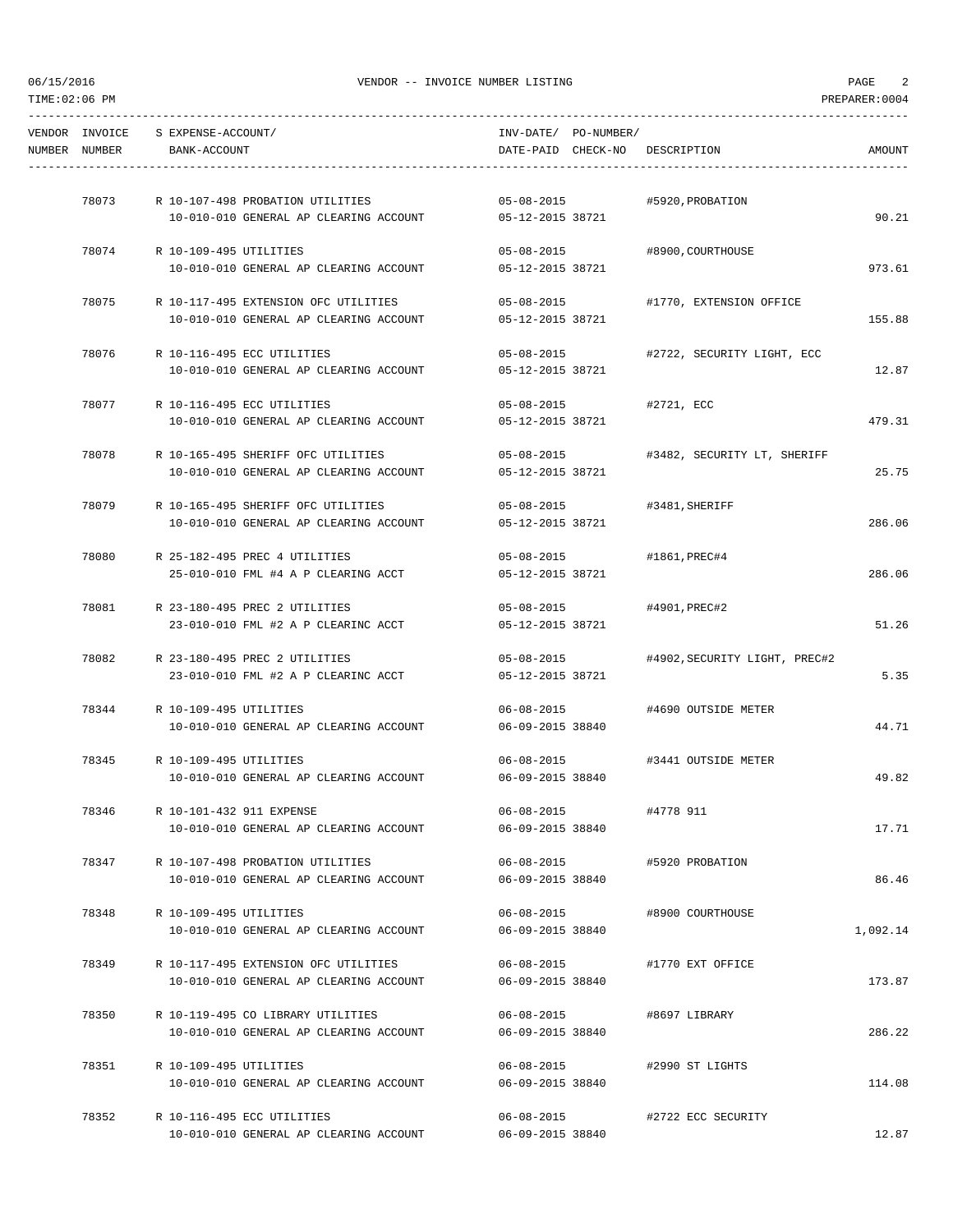VENDOR -- INVOICE NUMBER LISTING

| VENDOR NUMBER | INVOICE NUMBER | S | EXPENSE-ACCOUNT/ BANK-ACCOUNT | INV-DATE/ DATE-PAID | PO-NUMBER/ CHECK-NO | DESCRIPTION | AMOUNT |
|---|---|---|---|---|---|---|---|
| | 78073 | R | 10-107-498 PROBATION UTILITIES | 05-08-2015 | | #5920,PROBATION | |
| | | | 10-010-010 GENERAL AP CLEARING ACCOUNT | 05-12-2015 | 38721 | | 90.21 |
| | 78074 | R | 10-109-495 UTILITIES | 05-08-2015 | | #8900,COURTHOUSE | |
| | | | 10-010-010 GENERAL AP CLEARING ACCOUNT | 05-12-2015 | 38721 | | 973.61 |
| | 78075 | R | 10-117-495 EXTENSION OFC UTILITIES | 05-08-2015 | | #1770, EXTENSION OFFICE | |
| | | | 10-010-010 GENERAL AP CLEARING ACCOUNT | 05-12-2015 | 38721 | | 155.88 |
| | 78076 | R | 10-116-495 ECC UTILITIES | 05-08-2015 | | #2722, SECURITY LIGHT, ECC | |
| | | | 10-010-010 GENERAL AP CLEARING ACCOUNT | 05-12-2015 | 38721 | | 12.87 |
| | 78077 | R | 10-116-495 ECC UTILITIES | 05-08-2015 | | #2721, ECC | |
| | | | 10-010-010 GENERAL AP CLEARING ACCOUNT | 05-12-2015 | 38721 | | 479.31 |
| | 78078 | R | 10-165-495 SHERIFF OFC UTILITIES | 05-08-2015 | | #3482, SECURITY LT, SHERIFF | |
| | | | 10-010-010 GENERAL AP CLEARING ACCOUNT | 05-12-2015 | 38721 | | 25.75 |
| | 78079 | R | 10-165-495 SHERIFF OFC UTILITIES | 05-08-2015 | | #3481,SHERIFF | |
| | | | 10-010-010 GENERAL AP CLEARING ACCOUNT | 05-12-2015 | 38721 | | 286.06 |
| | 78080 | R | 25-182-495 PREC 4 UTILITIES | 05-08-2015 | | #1861,PREC#4 | |
| | | | 25-010-010 FML #4 A P CLEARING ACCT | 05-12-2015 | 38721 | | 286.06 |
| | 78081 | R | 23-180-495 PREC 2 UTILITIES | 05-08-2015 | | #4901,PREC#2 | |
| | | | 23-010-010 FML #2 A P CLEARINC ACCT | 05-12-2015 | 38721 | | 51.26 |
| | 78082 | R | 23-180-495 PREC 2 UTILITIES | 05-08-2015 | | #4902,SECURITY LIGHT, PREC#2 | |
| | | | 23-010-010 FML #2 A P CLEARINC ACCT | 05-12-2015 | 38721 | | 5.35 |
| | 78344 | R | 10-109-495 UTILITIES | 06-08-2015 | | #4690 OUTSIDE METER | |
| | | | 10-010-010 GENERAL AP CLEARING ACCOUNT | 06-09-2015 | 38840 | | 44.71 |
| | 78345 | R | 10-109-495 UTILITIES | 06-08-2015 | | #3441 OUTSIDE METER | |
| | | | 10-010-010 GENERAL AP CLEARING ACCOUNT | 06-09-2015 | 38840 | | 49.82 |
| | 78346 | R | 10-101-432 911 EXPENSE | 06-08-2015 | | #4778 911 | |
| | | | 10-010-010 GENERAL AP CLEARING ACCOUNT | 06-09-2015 | 38840 | | 17.71 |
| | 78347 | R | 10-107-498 PROBATION UTILITIES | 06-08-2015 | | #5920 PROBATION | |
| | | | 10-010-010 GENERAL AP CLEARING ACCOUNT | 06-09-2015 | 38840 | | 86.46 |
| | 78348 | R | 10-109-495 UTILITIES | 06-08-2015 | | #8900 COURTHOUSE | |
| | | | 10-010-010 GENERAL AP CLEARING ACCOUNT | 06-09-2015 | 38840 | | 1,092.14 |
| | 78349 | R | 10-117-495 EXTENSION OFC UTILITIES | 06-08-2015 | | #1770 EXT OFFICE | |
| | | | 10-010-010 GENERAL AP CLEARING ACCOUNT | 06-09-2015 | 38840 | | 173.87 |
| | 78350 | R | 10-119-495 CO LIBRARY UTILITIES | 06-08-2015 | | #8697 LIBRARY | |
| | | | 10-010-010 GENERAL AP CLEARING ACCOUNT | 06-09-2015 | 38840 | | 286.22 |
| | 78351 | R | 10-109-495 UTILITIES | 06-08-2015 | | #2990 ST LIGHTS | |
| | | | 10-010-010 GENERAL AP CLEARING ACCOUNT | 06-09-2015 | 38840 | | 114.08 |
| | 78352 | R | 10-116-495 ECC UTILITIES | 06-08-2015 | | #2722 ECC SECURITY | |
| | | | 10-010-010 GENERAL AP CLEARING ACCOUNT | 06-09-2015 | 38840 | | 12.87 |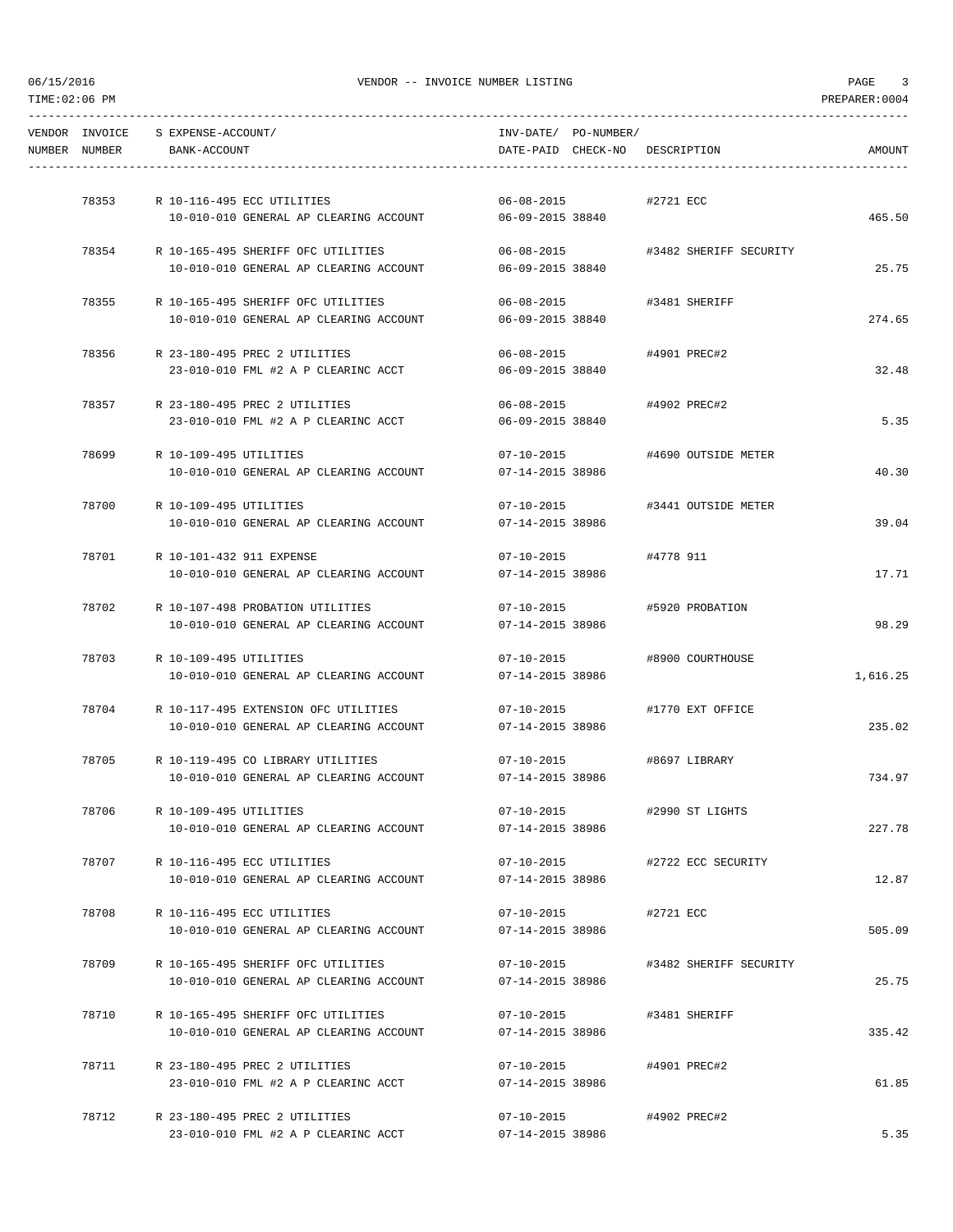| VENDOR NUMBER | INVOICE NUMBER | S EXPENSE-ACCOUNT/ BANK-ACCOUNT | INV-DATE/ DATE-PAID | PO-NUMBER/ CHECK-NO | DESCRIPTION | AMOUNT |
|---|---|---|---|---|---|---|
| | 78353 | R 10-116-495 ECC UTILITIES<br>10-010-010 GENERAL AP CLEARING ACCOUNT | 06-08-2015<br>06-09-2015 | 38840 | #2721 ECC | 465.50 |
| | 78354 | R 10-165-495 SHERIFF OFC UTILITIES<br>10-010-010 GENERAL AP CLEARING ACCOUNT | 06-08-2015<br>06-09-2015 | 38840 | #3482 SHERIFF SECURITY | 25.75 |
| | 78355 | R 10-165-495 SHERIFF OFC UTILITIES<br>10-010-010 GENERAL AP CLEARING ACCOUNT | 06-08-2015<br>06-09-2015 | 38840 | #3481 SHERIFF | 274.65 |
| | 78356 | R 23-180-495 PREC 2 UTILITIES<br>23-010-010 FML #2 A P CLEARINC ACCT | 06-08-2015<br>06-09-2015 | 38840 | #4901 PREC#2 | 32.48 |
| | 78357 | R 23-180-495 PREC 2 UTILITIES<br>23-010-010 FML #2 A P CLEARINC ACCT | 06-08-2015<br>06-09-2015 | 38840 | #4902 PREC#2 | 5.35 |
| | 78699 | R 10-109-495 UTILITIES<br>10-010-010 GENERAL AP CLEARING ACCOUNT | 07-10-2015<br>07-14-2015 | 38986 | #4690 OUTSIDE METER | 40.30 |
| | 78700 | R 10-109-495 UTILITIES<br>10-010-010 GENERAL AP CLEARING ACCOUNT | 07-10-2015<br>07-14-2015 | 38986 | #3441 OUTSIDE METER | 39.04 |
| | 78701 | R 10-101-432 911 EXPENSE<br>10-010-010 GENERAL AP CLEARING ACCOUNT | 07-10-2015<br>07-14-2015 | 38986 | #4778 911 | 17.71 |
| | 78702 | R 10-107-498 PROBATION UTILITIES<br>10-010-010 GENERAL AP CLEARING ACCOUNT | 07-10-2015<br>07-14-2015 | 38986 | #5920 PROBATION | 98.29 |
| | 78703 | R 10-109-495 UTILITIES<br>10-010-010 GENERAL AP CLEARING ACCOUNT | 07-10-2015<br>07-14-2015 | 38986 | #8900 COURTHOUSE | 1,616.25 |
| | 78704 | R 10-117-495 EXTENSION OFC UTILITIES<br>10-010-010 GENERAL AP CLEARING ACCOUNT | 07-10-2015<br>07-14-2015 | 38986 | #1770 EXT OFFICE | 235.02 |
| | 78705 | R 10-119-495 CO LIBRARY UTILITIES<br>10-010-010 GENERAL AP CLEARING ACCOUNT | 07-10-2015<br>07-14-2015 | 38986 | #8697 LIBRARY | 734.97 |
| | 78706 | R 10-109-495 UTILITIES<br>10-010-010 GENERAL AP CLEARING ACCOUNT | 07-10-2015<br>07-14-2015 | 38986 | #2990 ST LIGHTS | 227.78 |
| | 78707 | R 10-116-495 ECC UTILITIES<br>10-010-010 GENERAL AP CLEARING ACCOUNT | 07-10-2015<br>07-14-2015 | 38986 | #2722 ECC SECURITY | 12.87 |
| | 78708 | R 10-116-495 ECC UTILITIES<br>10-010-010 GENERAL AP CLEARING ACCOUNT | 07-10-2015<br>07-14-2015 | 38986 | #2721 ECC | 505.09 |
| | 78709 | R 10-165-495 SHERIFF OFC UTILITIES<br>10-010-010 GENERAL AP CLEARING ACCOUNT | 07-10-2015<br>07-14-2015 | 38986 | #3482 SHERIFF SECURITY | 25.75 |
| | 78710 | R 10-165-495 SHERIFF OFC UTILITIES<br>10-010-010 GENERAL AP CLEARING ACCOUNT | 07-10-2015<br>07-14-2015 | 38986 | #3481 SHERIFF | 335.42 |
| | 78711 | R 23-180-495 PREC 2 UTILITIES<br>23-010-010 FML #2 A P CLEARINC ACCT | 07-10-2015<br>07-14-2015 | 38986 | #4901 PREC#2 | 61.85 |
| | 78712 | R 23-180-495 PREC 2 UTILITIES<br>23-010-010 FML #2 A P CLEARINC ACCT | 07-10-2015<br>07-14-2015 | 38986 | #4902 PREC#2 | 5.35 |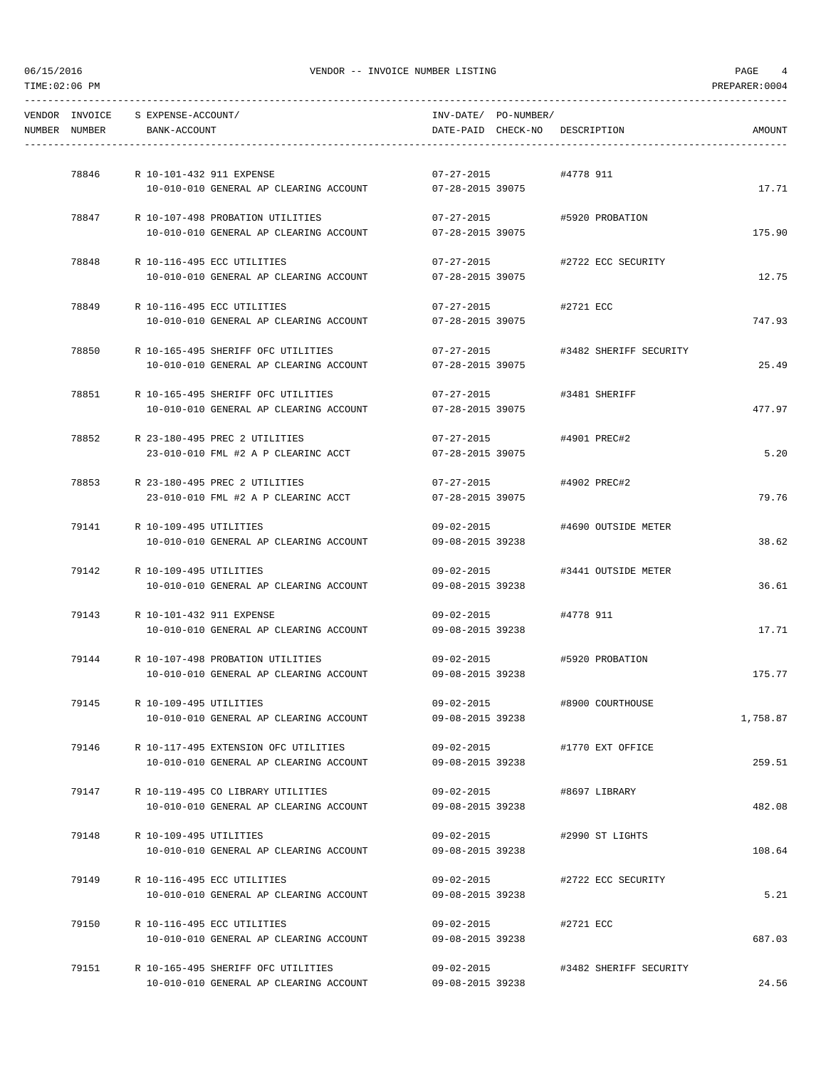VENDOR -- INVOICE NUMBER LISTING

TIME:02:06 PM PREPARER:0004

| VENDOR NUMBER | INVOICE NUMBER | S | EXPENSE-ACCOUNT/ BANK-ACCOUNT | INV-DATE/ DATE-PAID | PO-NUMBER/ CHECK-NO | DESCRIPTION | AMOUNT |
|---|---|---|---|---|---|---|---|
| | 78846 | R | 10-101-432 911 EXPENSE | 07-27-2015 | | #4778 911 | |
| | | | 10-010-010 GENERAL AP CLEARING ACCOUNT | 07-28-2015 | 39075 | | 17.71 |
| | 78847 | R | 10-107-498 PROBATION UTILITIES | 07-27-2015 | | #5920 PROBATION | |
| | | | 10-010-010 GENERAL AP CLEARING ACCOUNT | 07-28-2015 | 39075 | | 175.90 |
| | 78848 | R | 10-116-495 ECC UTILITIES | 07-27-2015 | | #2722 ECC SECURITY | |
| | | | 10-010-010 GENERAL AP CLEARING ACCOUNT | 07-28-2015 | 39075 | | 12.75 |
| | 78849 | R | 10-116-495 ECC UTILITIES | 07-27-2015 | | #2721 ECC | |
| | | | 10-010-010 GENERAL AP CLEARING ACCOUNT | 07-28-2015 | 39075 | | 747.93 |
| | 78850 | R | 10-165-495 SHERIFF OFC UTILITIES | 07-27-2015 | | #3482 SHERIFF SECURITY | |
| | | | 10-010-010 GENERAL AP CLEARING ACCOUNT | 07-28-2015 | 39075 | | 25.49 |
| | 78851 | R | 10-165-495 SHERIFF OFC UTILITIES | 07-27-2015 | | #3481 SHERIFF | |
| | | | 10-010-010 GENERAL AP CLEARING ACCOUNT | 07-28-2015 | 39075 | | 477.97 |
| | 78852 | R | 23-180-495 PREC 2 UTILITIES | 07-27-2015 | | #4901 PREC#2 | |
| | | | 23-010-010 FML #2 A P CLEARINC ACCT | 07-28-2015 | 39075 | | 5.20 |
| | 78853 | R | 23-180-495 PREC 2 UTILITIES | 07-27-2015 | | #4902 PREC#2 | |
| | | | 23-010-010 FML #2 A P CLEARINC ACCT | 07-28-2015 | 39075 | | 79.76 |
| | 79141 | R | 10-109-495 UTILITIES | 09-02-2015 | | #4690 OUTSIDE METER | |
| | | | 10-010-010 GENERAL AP CLEARING ACCOUNT | 09-08-2015 | 39238 | | 38.62 |
| | 79142 | R | 10-109-495 UTILITIES | 09-02-2015 | | #3441 OUTSIDE METER | |
| | | | 10-010-010 GENERAL AP CLEARING ACCOUNT | 09-08-2015 | 39238 | | 36.61 |
| | 79143 | R | 10-101-432 911 EXPENSE | 09-02-2015 | | #4778 911 | |
| | | | 10-010-010 GENERAL AP CLEARING ACCOUNT | 09-08-2015 | 39238 | | 17.71 |
| | 79144 | R | 10-107-498 PROBATION UTILITIES | 09-02-2015 | | #5920 PROBATION | |
| | | | 10-010-010 GENERAL AP CLEARING ACCOUNT | 09-08-2015 | 39238 | | 175.77 |
| | 79145 | R | 10-109-495 UTILITIES | 09-02-2015 | | #8900 COURTHOUSE | |
| | | | 10-010-010 GENERAL AP CLEARING ACCOUNT | 09-08-2015 | 39238 | | 1,758.87 |
| | 79146 | R | 10-117-495 EXTENSION OFC UTILITIES | 09-02-2015 | | #1770 EXT OFFICE | |
| | | | 10-010-010 GENERAL AP CLEARING ACCOUNT | 09-08-2015 | 39238 | | 259.51 |
| | 79147 | R | 10-119-495 CO LIBRARY UTILITIES | 09-02-2015 | | #8697 LIBRARY | |
| | | | 10-010-010 GENERAL AP CLEARING ACCOUNT | 09-08-2015 | 39238 | | 482.08 |
| | 79148 | R | 10-109-495 UTILITIES | 09-02-2015 | | #2990 ST LIGHTS | |
| | | | 10-010-010 GENERAL AP CLEARING ACCOUNT | 09-08-2015 | 39238 | | 108.64 |
| | 79149 | R | 10-116-495 ECC UTILITIES | 09-02-2015 | | #2722 ECC SECURITY | |
| | | | 10-010-010 GENERAL AP CLEARING ACCOUNT | 09-08-2015 | 39238 | | 5.21 |
| | 79150 | R | 10-116-495 ECC UTILITIES | 09-02-2015 | | #2721 ECC | |
| | | | 10-010-010 GENERAL AP CLEARING ACCOUNT | 09-08-2015 | 39238 | | 687.03 |
| | 79151 | R | 10-165-495 SHERIFF OFC UTILITIES | 09-02-2015 | | #3482 SHERIFF SECURITY | |
| | | | 10-010-010 GENERAL AP CLEARING ACCOUNT | 09-08-2015 | 39238 | | 24.56 |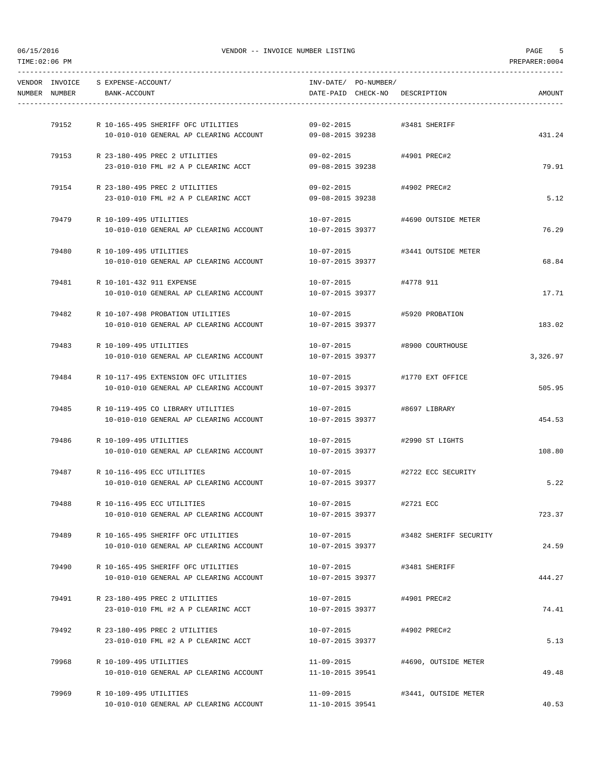VENDOR -- INVOICE NUMBER LISTING

| VENDOR NUMBER | INVOICE NUMBER | S | EXPENSE-ACCOUNT/ BANK-ACCOUNT | INV-DATE/ DATE-PAID | PO-NUMBER/ CHECK-NO | DESCRIPTION | AMOUNT |
|---|---|---|---|---|---|---|---|
| | 79152 | R | 10-165-495 SHERIFF OFC UTILITIES | 09-02-2015 | | #3481 SHERIFF | |
| | | | 10-010-010 GENERAL AP CLEARING ACCOUNT | 09-08-2015 | 39238 | | 431.24 |
| | 79153 | R | 23-180-495 PREC 2 UTILITIES | 09-02-2015 | | #4901 PREC#2 | |
| | | | 23-010-010 FML #2 A P CLEARINC ACCT | 09-08-2015 | 39238 | | 79.91 |
| | 79154 | R | 23-180-495 PREC 2 UTILITIES | 09-02-2015 | | #4902 PREC#2 | |
| | | | 23-010-010 FML #2 A P CLEARINC ACCT | 09-08-2015 | 39238 | | 5.12 |
| | 79479 | R | 10-109-495 UTILITIES | 10-07-2015 | | #4690 OUTSIDE METER | |
| | | | 10-010-010 GENERAL AP CLEARING ACCOUNT | 10-07-2015 | 39377 | | 76.29 |
| | 79480 | R | 10-109-495 UTILITIES | 10-07-2015 | | #3441 OUTSIDE METER | |
| | | | 10-010-010 GENERAL AP CLEARING ACCOUNT | 10-07-2015 | 39377 | | 68.84 |
| | 79481 | R | 10-101-432 911 EXPENSE | 10-07-2015 | | #4778 911 | |
| | | | 10-010-010 GENERAL AP CLEARING ACCOUNT | 10-07-2015 | 39377 | | 17.71 |
| | 79482 | R | 10-107-498 PROBATION UTILITIES | 10-07-2015 | | #5920 PROBATION | |
| | | | 10-010-010 GENERAL AP CLEARING ACCOUNT | 10-07-2015 | 39377 | | 183.02 |
| | 79483 | R | 10-109-495 UTILITIES | 10-07-2015 | | #8900 COURTHOUSE | |
| | | | 10-010-010 GENERAL AP CLEARING ACCOUNT | 10-07-2015 | 39377 | | 3,326.97 |
| | 79484 | R | 10-117-495 EXTENSION OFC UTILITIES | 10-07-2015 | | #1770 EXT OFFICE | |
| | | | 10-010-010 GENERAL AP CLEARING ACCOUNT | 10-07-2015 | 39377 | | 505.95 |
| | 79485 | R | 10-119-495 CO LIBRARY UTILITIES | 10-07-2015 | | #8697 LIBRARY | |
| | | | 10-010-010 GENERAL AP CLEARING ACCOUNT | 10-07-2015 | 39377 | | 454.53 |
| | 79486 | R | 10-109-495 UTILITIES | 10-07-2015 | | #2990 ST LIGHTS | |
| | | | 10-010-010 GENERAL AP CLEARING ACCOUNT | 10-07-2015 | 39377 | | 108.80 |
| | 79487 | R | 10-116-495 ECC UTILITIES | 10-07-2015 | | #2722 ECC SECURITY | |
| | | | 10-010-010 GENERAL AP CLEARING ACCOUNT | 10-07-2015 | 39377 | | 5.22 |
| | 79488 | R | 10-116-495 ECC UTILITIES | 10-07-2015 | | #2721 ECC | |
| | | | 10-010-010 GENERAL AP CLEARING ACCOUNT | 10-07-2015 | 39377 | | 723.37 |
| | 79489 | R | 10-165-495 SHERIFF OFC UTILITIES | 10-07-2015 | | #3482 SHERIFF SECURITY | |
| | | | 10-010-010 GENERAL AP CLEARING ACCOUNT | 10-07-2015 | 39377 | | 24.59 |
| | 79490 | R | 10-165-495 SHERIFF OFC UTILITIES | 10-07-2015 | | #3481 SHERIFF | |
| | | | 10-010-010 GENERAL AP CLEARING ACCOUNT | 10-07-2015 | 39377 | | 444.27 |
| | 79491 | R | 23-180-495 PREC 2 UTILITIES | 10-07-2015 | | #4901 PREC#2 | |
| | | | 23-010-010 FML #2 A P CLEARINC ACCT | 10-07-2015 | 39377 | | 74.41 |
| | 79492 | R | 23-180-495 PREC 2 UTILITIES | 10-07-2015 | | #4902 PREC#2 | |
| | | | 23-010-010 FML #2 A P CLEARINC ACCT | 10-07-2015 | 39377 | | 5.13 |
| | 79968 | R | 10-109-495 UTILITIES | 11-09-2015 | | #4690, OUTSIDE METER | |
| | | | 10-010-010 GENERAL AP CLEARING ACCOUNT | 11-10-2015 | 39541 | | 49.48 |
| | 79969 | R | 10-109-495 UTILITIES | 11-09-2015 | | #3441, OUTSIDE METER | |
| | | | 10-010-010 GENERAL AP CLEARING ACCOUNT | 11-10-2015 | 39541 | | 40.53 |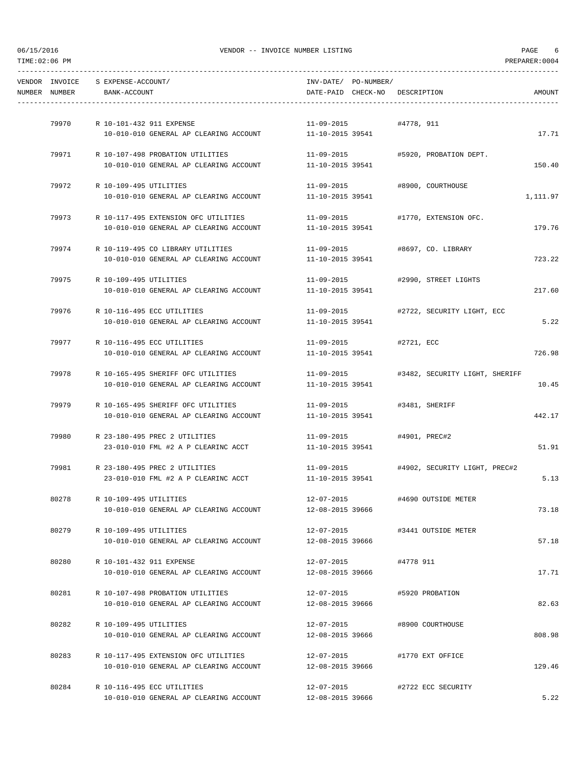06/15/2016 VENDOR -- INVOICE NUMBER LISTING PAGE 6
TIME:02:06 PM PREPARER:0004

| VENDOR NUMBER | INVOICE NUMBER | S EXPENSE-ACCOUNT/ BANK-ACCOUNT | INV-DATE/ DATE-PAID | PO-NUMBER/ CHECK-NO | DESCRIPTION | AMOUNT |
|---|---|---|---|---|---|---|
| | 79970 | R 10-101-432 911 EXPENSE | 11-09-2015 | | #4778, 911 | |
| | | 10-010-010 GENERAL AP CLEARING ACCOUNT | 11-10-2015 | 39541 | | 17.71 |
| | 79971 | R 10-107-498 PROBATION UTILITIES | 11-09-2015 | | #5920, PROBATION DEPT. | |
| | | 10-010-010 GENERAL AP CLEARING ACCOUNT | 11-10-2015 | 39541 | | 150.40 |
| | 79972 | R 10-109-495 UTILITIES | 11-09-2015 | | #8900, COURTHOUSE | |
| | | 10-010-010 GENERAL AP CLEARING ACCOUNT | 11-10-2015 | 39541 | | 1,111.97 |
| | 79973 | R 10-117-495 EXTENSION OFC UTILITIES | 11-09-2015 | | #1770, EXTENSION OFC. | |
| | | 10-010-010 GENERAL AP CLEARING ACCOUNT | 11-10-2015 | 39541 | | 179.76 |
| | 79974 | R 10-119-495 CO LIBRARY UTILITIES | 11-09-2015 | | #8697, CO. LIBRARY | |
| | | 10-010-010 GENERAL AP CLEARING ACCOUNT | 11-10-2015 | 39541 | | 723.22 |
| | 79975 | R 10-109-495 UTILITIES | 11-09-2015 | | #2990, STREET LIGHTS | |
| | | 10-010-010 GENERAL AP CLEARING ACCOUNT | 11-10-2015 | 39541 | | 217.60 |
| | 79976 | R 10-116-495 ECC UTILITIES | 11-09-2015 | | #2722, SECURITY LIGHT, ECC | |
| | | 10-010-010 GENERAL AP CLEARING ACCOUNT | 11-10-2015 | 39541 | | 5.22 |
| | 79977 | R 10-116-495 ECC UTILITIES | 11-09-2015 | | #2721, ECC | |
| | | 10-010-010 GENERAL AP CLEARING ACCOUNT | 11-10-2015 | 39541 | | 726.98 |
| | 79978 | R 10-165-495 SHERIFF OFC UTILITIES | 11-09-2015 | | #3482, SECURITY LIGHT, SHERIFF | |
| | | 10-010-010 GENERAL AP CLEARING ACCOUNT | 11-10-2015 | 39541 | | 10.45 |
| | 79979 | R 10-165-495 SHERIFF OFC UTILITIES | 11-09-2015 | | #3481, SHERIFF | |
| | | 10-010-010 GENERAL AP CLEARING ACCOUNT | 11-10-2015 | 39541 | | 442.17 |
| | 79980 | R 23-180-495 PREC 2 UTILITIES | 11-09-2015 | | #4901, PREC#2 | |
| | | 23-010-010 FML #2 A P CLEARINC ACCT | 11-10-2015 | 39541 | | 51.91 |
| | 79981 | R 23-180-495 PREC 2 UTILITIES | 11-09-2015 | | #4902, SECURITY LIGHT, PREC#2 | |
| | | 23-010-010 FML #2 A P CLEARINC ACCT | 11-10-2015 | 39541 | | 5.13 |
| | 80278 | R 10-109-495 UTILITIES | 12-07-2015 | | #4690 OUTSIDE METER | |
| | | 10-010-010 GENERAL AP CLEARING ACCOUNT | 12-08-2015 | 39666 | | 73.18 |
| | 80279 | R 10-109-495 UTILITIES | 12-07-2015 | | #3441 OUTSIDE METER | |
| | | 10-010-010 GENERAL AP CLEARING ACCOUNT | 12-08-2015 | 39666 | | 57.18 |
| | 80280 | R 10-101-432 911 EXPENSE | 12-07-2015 | | #4778 911 | |
| | | 10-010-010 GENERAL AP CLEARING ACCOUNT | 12-08-2015 | 39666 | | 17.71 |
| | 80281 | R 10-107-498 PROBATION UTILITIES | 12-07-2015 | | #5920 PROBATION | |
| | | 10-010-010 GENERAL AP CLEARING ACCOUNT | 12-08-2015 | 39666 | | 82.63 |
| | 80282 | R 10-109-495 UTILITIES | 12-07-2015 | | #8900 COURTHOUSE | |
| | | 10-010-010 GENERAL AP CLEARING ACCOUNT | 12-08-2015 | 39666 | | 808.98 |
| | 80283 | R 10-117-495 EXTENSION OFC UTILITIES | 12-07-2015 | | #1770 EXT OFFICE | |
| | | 10-010-010 GENERAL AP CLEARING ACCOUNT | 12-08-2015 | 39666 | | 129.46 |
| | 80284 | R 10-116-495 ECC UTILITIES | 12-07-2015 | | #2722 ECC SECURITY | |
| | | 10-010-010 GENERAL AP CLEARING ACCOUNT | 12-08-2015 | 39666 | | 5.22 |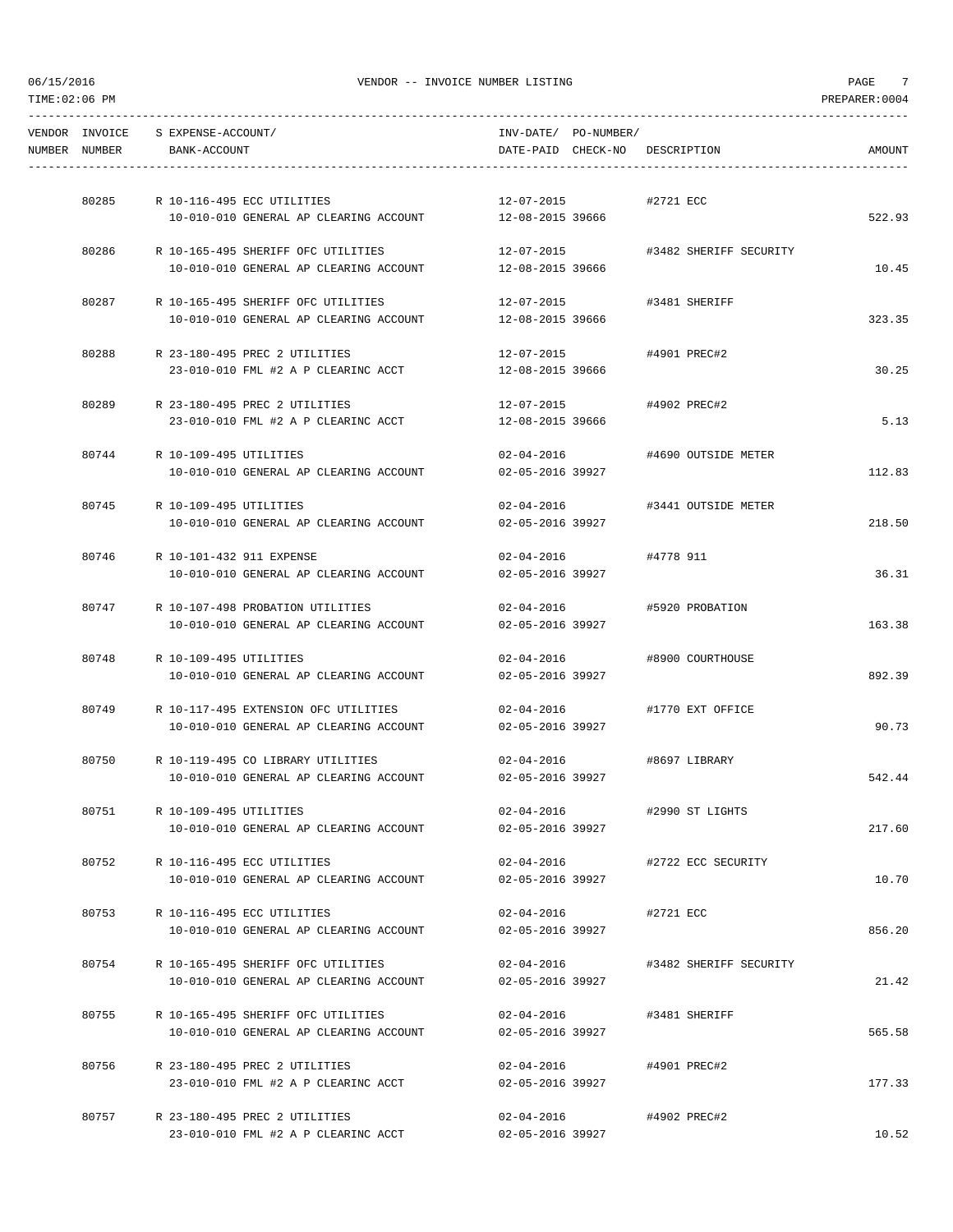| VENDOR NUMBER | INVOICE NUMBER | S | EXPENSE-ACCOUNT/ BANK-ACCOUNT | INV-DATE/ DATE-PAID | PO-NUMBER/ CHECK-NO | DESCRIPTION | AMOUNT |
|---|---|---|---|---|---|---|---|
| | 80285 | R | 10-116-495 ECC UTILITIES | 12-07-2015 | | #2721 ECC | |
| | | | 10-010-010 GENERAL AP CLEARING ACCOUNT | 12-08-2015 | 39666 | | 522.93 |
| | 80286 | R | 10-165-495 SHERIFF OFC UTILITIES | 12-07-2015 | | #3482 SHERIFF SECURITY | |
| | | | 10-010-010 GENERAL AP CLEARING ACCOUNT | 12-08-2015 | 39666 | | 10.45 |
| | 80287 | R | 10-165-495 SHERIFF OFC UTILITIES | 12-07-2015 | | #3481 SHERIFF | |
| | | | 10-010-010 GENERAL AP CLEARING ACCOUNT | 12-08-2015 | 39666 | | 323.35 |
| | 80288 | R | 23-180-495 PREC 2 UTILITIES | 12-07-2015 | | #4901 PREC#2 | |
| | | | 23-010-010 FML #2 A P CLEARINC ACCT | 12-08-2015 | 39666 | | 30.25 |
| | 80289 | R | 23-180-495 PREC 2 UTILITIES | 12-07-2015 | | #4902 PREC#2 | |
| | | | 23-010-010 FML #2 A P CLEARINC ACCT | 12-08-2015 | 39666 | | 5.13 |
| | 80744 | R | 10-109-495 UTILITIES | 02-04-2016 | | #4690 OUTSIDE METER | |
| | | | 10-010-010 GENERAL AP CLEARING ACCOUNT | 02-05-2016 | 39927 | | 112.83 |
| | 80745 | R | 10-109-495 UTILITIES | 02-04-2016 | | #3441 OUTSIDE METER | |
| | | | 10-010-010 GENERAL AP CLEARING ACCOUNT | 02-05-2016 | 39927 | | 218.50 |
| | 80746 | R | 10-101-432 911 EXPENSE | 02-04-2016 | | #4778 911 | |
| | | | 10-010-010 GENERAL AP CLEARING ACCOUNT | 02-05-2016 | 39927 | | 36.31 |
| | 80747 | R | 10-107-498 PROBATION UTILITIES | 02-04-2016 | | #5920 PROBATION | |
| | | | 10-010-010 GENERAL AP CLEARING ACCOUNT | 02-05-2016 | 39927 | | 163.38 |
| | 80748 | R | 10-109-495 UTILITIES | 02-04-2016 | | #8900 COURTHOUSE | |
| | | | 10-010-010 GENERAL AP CLEARING ACCOUNT | 02-05-2016 | 39927 | | 892.39 |
| | 80749 | R | 10-117-495 EXTENSION OFC UTILITIES | 02-04-2016 | | #1770 EXT OFFICE | |
| | | | 10-010-010 GENERAL AP CLEARING ACCOUNT | 02-05-2016 | 39927 | | 90.73 |
| | 80750 | R | 10-119-495 CO LIBRARY UTILITIES | 02-04-2016 | | #8697 LIBRARY | |
| | | | 10-010-010 GENERAL AP CLEARING ACCOUNT | 02-05-2016 | 39927 | | 542.44 |
| | 80751 | R | 10-109-495 UTILITIES | 02-04-2016 | | #2990 ST LIGHTS | |
| | | | 10-010-010 GENERAL AP CLEARING ACCOUNT | 02-05-2016 | 39927 | | 217.60 |
| | 80752 | R | 10-116-495 ECC UTILITIES | 02-04-2016 | | #2722 ECC SECURITY | |
| | | | 10-010-010 GENERAL AP CLEARING ACCOUNT | 02-05-2016 | 39927 | | 10.70 |
| | 80753 | R | 10-116-495 ECC UTILITIES | 02-04-2016 | | #2721 ECC | |
| | | | 10-010-010 GENERAL AP CLEARING ACCOUNT | 02-05-2016 | 39927 | | 856.20 |
| | 80754 | R | 10-165-495 SHERIFF OFC UTILITIES | 02-04-2016 | | #3482 SHERIFF SECURITY | |
| | | | 10-010-010 GENERAL AP CLEARING ACCOUNT | 02-05-2016 | 39927 | | 21.42 |
| | 80755 | R | 10-165-495 SHERIFF OFC UTILITIES | 02-04-2016 | | #3481 SHERIFF | |
| | | | 10-010-010 GENERAL AP CLEARING ACCOUNT | 02-05-2016 | 39927 | | 565.58 |
| | 80756 | R | 23-180-495 PREC 2 UTILITIES | 02-04-2016 | | #4901 PREC#2 | |
| | | | 23-010-010 FML #2 A P CLEARINC ACCT | 02-05-2016 | 39927 | | 177.33 |
| | 80757 | R | 23-180-495 PREC 2 UTILITIES | 02-04-2016 | | #4902 PREC#2 | |
| | | | 23-010-010 FML #2 A P CLEARINC ACCT | 02-05-2016 | 39927 | | 10.52 |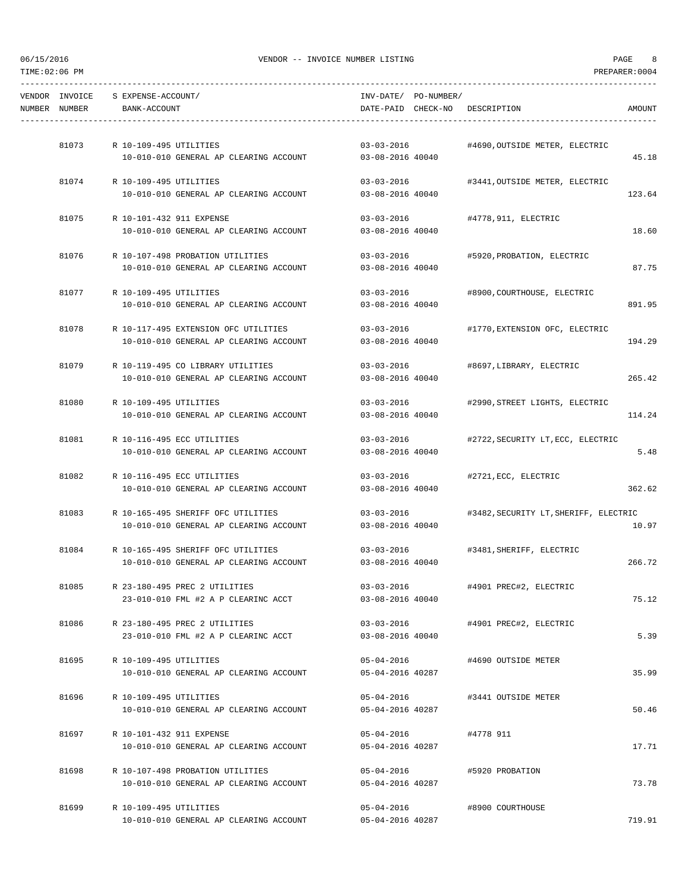VENDOR -- INVOICE NUMBER LISTING

TIME:02:06 PM PREPARER:0004

| VENDOR NUMBER | INVOICE NUMBER | S | EXPENSE-ACCOUNT/ BANK-ACCOUNT | INV-DATE/ DATE-PAID | PO-NUMBER/ CHECK-NO | DESCRIPTION | AMOUNT |
|---|---|---|---|---|---|---|---|
| | 81073 | R | 10-109-495 UTILITIES | 03-03-2016 | | #4690,OUTSIDE METER, ELECTRIC | |
| | | | 10-010-010 GENERAL AP CLEARING ACCOUNT | 03-08-2016 | 40040 | | 45.18 |
| | 81074 | R | 10-109-495 UTILITIES | 03-03-2016 | | #3441,OUTSIDE METER, ELECTRIC | |
| | | | 10-010-010 GENERAL AP CLEARING ACCOUNT | 03-08-2016 | 40040 | | 123.64 |
| | 81075 | R | 10-101-432 911 EXPENSE | 03-03-2016 | | #4778,911, ELECTRIC | |
| | | | 10-010-010 GENERAL AP CLEARING ACCOUNT | 03-08-2016 | 40040 | | 18.60 |
| | 81076 | R | 10-107-498 PROBATION UTILITIES | 03-03-2016 | | #5920,PROBATION, ELECTRIC | |
| | | | 10-010-010 GENERAL AP CLEARING ACCOUNT | 03-08-2016 | 40040 | | 87.75 |
| | 81077 | R | 10-109-495 UTILITIES | 03-03-2016 | | #8900,COURTHOUSE, ELECTRIC | |
| | | | 10-010-010 GENERAL AP CLEARING ACCOUNT | 03-08-2016 | 40040 | | 891.95 |
| | 81078 | R | 10-117-495 EXTENSION OFC UTILITIES | 03-03-2016 | | #1770,EXTENSION OFC, ELECTRIC | |
| | | | 10-010-010 GENERAL AP CLEARING ACCOUNT | 03-08-2016 | 40040 | | 194.29 |
| | 81079 | R | 10-119-495 CO LIBRARY UTILITIES | 03-03-2016 | | #8697,LIBRARY, ELECTRIC | |
| | | | 10-010-010 GENERAL AP CLEARING ACCOUNT | 03-08-2016 | 40040 | | 265.42 |
| | 81080 | R | 10-109-495 UTILITIES | 03-03-2016 | | #2990,STREET LIGHTS, ELECTRIC | |
| | | | 10-010-010 GENERAL AP CLEARING ACCOUNT | 03-08-2016 | 40040 | | 114.24 |
| | 81081 | R | 10-116-495 ECC UTILITIES | 03-03-2016 | | #2722,SECURITY LT,ECC, ELECTRIC | |
| | | | 10-010-010 GENERAL AP CLEARING ACCOUNT | 03-08-2016 | 40040 | | 5.48 |
| | 81082 | R | 10-116-495 ECC UTILITIES | 03-03-2016 | | #2721,ECC, ELECTRIC | |
| | | | 10-010-010 GENERAL AP CLEARING ACCOUNT | 03-08-2016 | 40040 | | 362.62 |
| | 81083 | R | 10-165-495 SHERIFF OFC UTILITIES | 03-03-2016 | | #3482,SECURITY LT,SHERIFF, ELECTRIC | |
| | | | 10-010-010 GENERAL AP CLEARING ACCOUNT | 03-08-2016 | 40040 | | 10.97 |
| | 81084 | R | 10-165-495 SHERIFF OFC UTILITIES | 03-03-2016 | | #3481,SHERIFF, ELECTRIC | |
| | | | 10-010-010 GENERAL AP CLEARING ACCOUNT | 03-08-2016 | 40040 | | 266.72 |
| | 81085 | R | 23-180-495 PREC 2 UTILITIES | 03-03-2016 | | #4901 PREC#2, ELECTRIC | |
| | | | 23-010-010 FML #2 A P CLEARINC ACCT | 03-08-2016 | 40040 | | 75.12 |
| | 81086 | R | 23-180-495 PREC 2 UTILITIES | 03-03-2016 | | #4901 PREC#2, ELECTRIC | |
| | | | 23-010-010 FML #2 A P CLEARINC ACCT | 03-08-2016 | 40040 | | 5.39 |
| | 81695 | R | 10-109-495 UTILITIES | 05-04-2016 | | #4690 OUTSIDE METER | |
| | | | 10-010-010 GENERAL AP CLEARING ACCOUNT | 05-04-2016 | 40287 | | 35.99 |
| | 81696 | R | 10-109-495 UTILITIES | 05-04-2016 | | #3441 OUTSIDE METER | |
| | | | 10-010-010 GENERAL AP CLEARING ACCOUNT | 05-04-2016 | 40287 | | 50.46 |
| | 81697 | R | 10-101-432 911 EXPENSE | 05-04-2016 | | #4778 911 | |
| | | | 10-010-010 GENERAL AP CLEARING ACCOUNT | 05-04-2016 | 40287 | | 17.71 |
| | 81698 | R | 10-107-498 PROBATION UTILITIES | 05-04-2016 | | #5920 PROBATION | |
| | | | 10-010-010 GENERAL AP CLEARING ACCOUNT | 05-04-2016 | 40287 | | 73.78 |
| | 81699 | R | 10-109-495 UTILITIES | 05-04-2016 | | #8900 COURTHOUSE | |
| | | | 10-010-010 GENERAL AP CLEARING ACCOUNT | 05-04-2016 | 40287 | | 719.91 |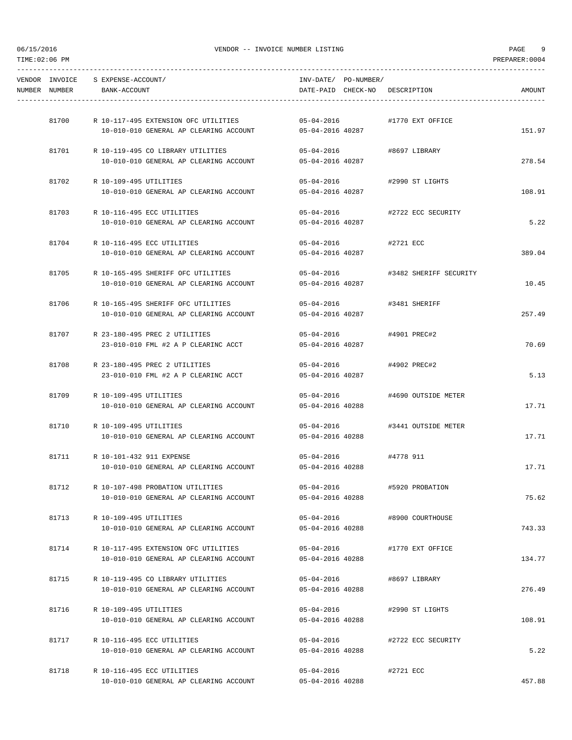# VENDOR -- INVOICE NUMBER LISTING

06/15/2016
TIME:02:06 PM
PREPARER:0004

| VENDOR NUMBER | INVOICE NUMBER | S | EXPENSE-ACCOUNT/ BANK-ACCOUNT | INV-DATE/ DATE-PAID | PO-NUMBER/ CHECK-NO | DESCRIPTION | AMOUNT |
|---|---|---|---|---|---|---|---|
| | 81700 | R | 10-117-495 EXTENSION OFC UTILITIES | 05-04-2016 | | #1770 EXT OFFICE | |
| | | | 10-010-010 GENERAL AP CLEARING ACCOUNT | 05-04-2016 | 40287 | | 151.97 |
| | 81701 | R | 10-119-495 CO LIBRARY UTILITIES | 05-04-2016 | | #8697 LIBRARY | |
| | | | 10-010-010 GENERAL AP CLEARING ACCOUNT | 05-04-2016 | 40287 | | 278.54 |
| | 81702 | R | 10-109-495 UTILITIES | 05-04-2016 | | #2990 ST LIGHTS | |
| | | | 10-010-010 GENERAL AP CLEARING ACCOUNT | 05-04-2016 | 40287 | | 108.91 |
| | 81703 | R | 10-116-495 ECC UTILITIES | 05-04-2016 | | #2722 ECC SECURITY | |
| | | | 10-010-010 GENERAL AP CLEARING ACCOUNT | 05-04-2016 | 40287 | | 5.22 |
| | 81704 | R | 10-116-495 ECC UTILITIES | 05-04-2016 | | #2721 ECC | |
| | | | 10-010-010 GENERAL AP CLEARING ACCOUNT | 05-04-2016 | 40287 | | 389.04 |
| | 81705 | R | 10-165-495 SHERIFF OFC UTILITIES | 05-04-2016 | | #3482 SHERIFF SECURITY | |
| | | | 10-010-010 GENERAL AP CLEARING ACCOUNT | 05-04-2016 | 40287 | | 10.45 |
| | 81706 | R | 10-165-495 SHERIFF OFC UTILITIES | 05-04-2016 | | #3481 SHERIFF | |
| | | | 10-010-010 GENERAL AP CLEARING ACCOUNT | 05-04-2016 | 40287 | | 257.49 |
| | 81707 | R | 23-180-495 PREC 2 UTILITIES | 05-04-2016 | | #4901 PREC#2 | |
| | | | 23-010-010 FML #2 A P CLEARINC ACCT | 05-04-2016 | 40287 | | 70.69 |
| | 81708 | R | 23-180-495 PREC 2 UTILITIES | 05-04-2016 | | #4902 PREC#2 | |
| | | | 23-010-010 FML #2 A P CLEARINC ACCT | 05-04-2016 | 40287 | | 5.13 |
| | 81709 | R | 10-109-495 UTILITIES | 05-04-2016 | | #4690 OUTSIDE METER | |
| | | | 10-010-010 GENERAL AP CLEARING ACCOUNT | 05-04-2016 | 40288 | | 17.71 |
| | 81710 | R | 10-109-495 UTILITIES | 05-04-2016 | | #3441 OUTSIDE METER | |
| | | | 10-010-010 GENERAL AP CLEARING ACCOUNT | 05-04-2016 | 40288 | | 17.71 |
| | 81711 | R | 10-101-432 911 EXPENSE | 05-04-2016 | | #4778 911 | |
| | | | 10-010-010 GENERAL AP CLEARING ACCOUNT | 05-04-2016 | 40288 | | 17.71 |
| | 81712 | R | 10-107-498 PROBATION UTILITIES | 05-04-2016 | | #5920 PROBATION | |
| | | | 10-010-010 GENERAL AP CLEARING ACCOUNT | 05-04-2016 | 40288 | | 75.62 |
| | 81713 | R | 10-109-495 UTILITIES | 05-04-2016 | | #8900 COURTHOUSE | |
| | | | 10-010-010 GENERAL AP CLEARING ACCOUNT | 05-04-2016 | 40288 | | 743.33 |
| | 81714 | R | 10-117-495 EXTENSION OFC UTILITIES | 05-04-2016 | | #1770 EXT OFFICE | |
| | | | 10-010-010 GENERAL AP CLEARING ACCOUNT | 05-04-2016 | 40288 | | 134.77 |
| | 81715 | R | 10-119-495 CO LIBRARY UTILITIES | 05-04-2016 | | #8697 LIBRARY | |
| | | | 10-010-010 GENERAL AP CLEARING ACCOUNT | 05-04-2016 | 40288 | | 276.49 |
| | 81716 | R | 10-109-495 UTILITIES | 05-04-2016 | | #2990 ST LIGHTS | |
| | | | 10-010-010 GENERAL AP CLEARING ACCOUNT | 05-04-2016 | 40288 | | 108.91 |
| | 81717 | R | 10-116-495 ECC UTILITIES | 05-04-2016 | | #2722 ECC SECURITY | |
| | | | 10-010-010 GENERAL AP CLEARING ACCOUNT | 05-04-2016 | 40288 | | 5.22 |
| | 81718 | R | 10-116-495 ECC UTILITIES | 05-04-2016 | | #2721 ECC | |
| | | | 10-010-010 GENERAL AP CLEARING ACCOUNT | 05-04-2016 | 40288 | | 457.88 |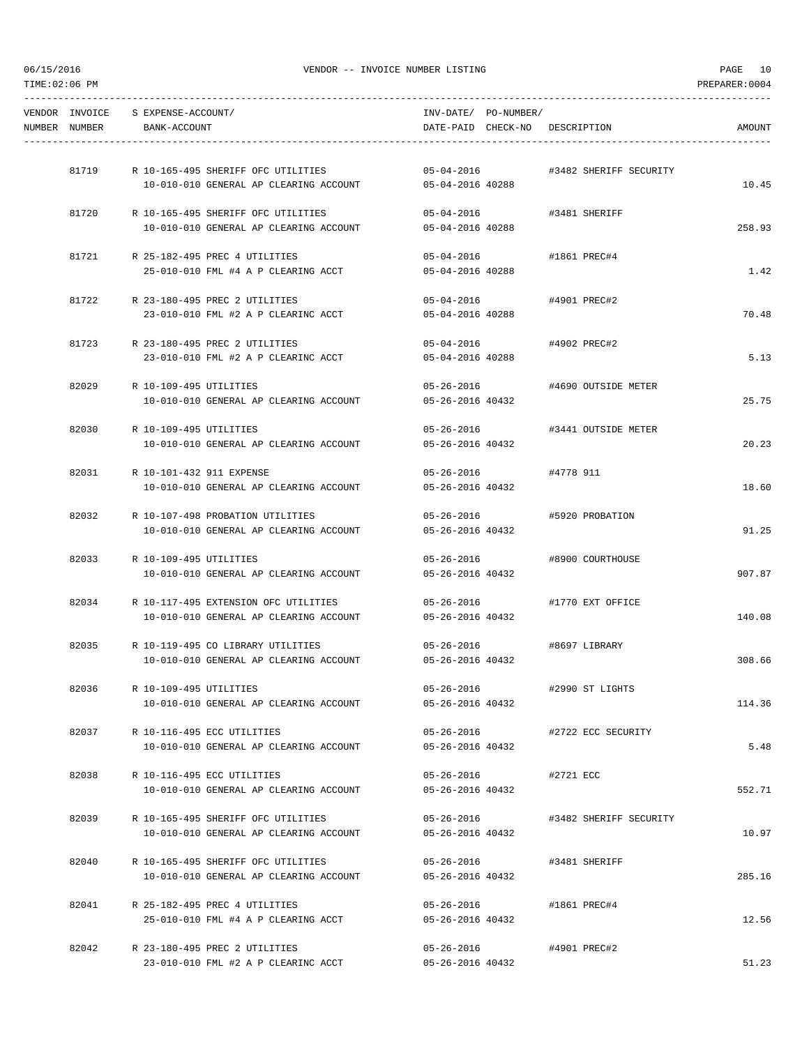VENDOR -- INVOICE NUMBER LISTING

| VENDOR NUMBER | INVOICE NUMBER | S | EXPENSE-ACCOUNT/ BANK-ACCOUNT | INV-DATE/ DATE-PAID | PO-NUMBER/ CHECK-NO | DESCRIPTION | AMOUNT |
|---|---|---|---|---|---|---|---|
| | 81719 | R | 10-165-495 SHERIFF OFC UTILITIES<br>10-010-010 GENERAL AP CLEARING ACCOUNT | 05-04-2016<br>05-04-2016 | 40288 | #3482 SHERIFF SECURITY | 10.45 |
| | 81720 | R | 10-165-495 SHERIFF OFC UTILITIES<br>10-010-010 GENERAL AP CLEARING ACCOUNT | 05-04-2016<br>05-04-2016 | 40288 | #3481 SHERIFF | 258.93 |
| | 81721 | R | 25-182-495 PREC 4 UTILITIES<br>25-010-010 FML #4 A P CLEARING ACCT | 05-04-2016<br>05-04-2016 | 40288 | #1861 PREC#4 | 1.42 |
| | 81722 | R | 23-180-495 PREC 2 UTILITIES<br>23-010-010 FML #2 A P CLEARINC ACCT | 05-04-2016<br>05-04-2016 | 40288 | #4901 PREC#2 | 70.48 |
| | 81723 | R | 23-180-495 PREC 2 UTILITIES<br>23-010-010 FML #2 A P CLEARINC ACCT | 05-04-2016<br>05-04-2016 | 40288 | #4902 PREC#2 | 5.13 |
| | 82029 | R | 10-109-495 UTILITIES<br>10-010-010 GENERAL AP CLEARING ACCOUNT | 05-26-2016<br>05-26-2016 | 40432 | #4690 OUTSIDE METER | 25.75 |
| | 82030 | R | 10-109-495 UTILITIES<br>10-010-010 GENERAL AP CLEARING ACCOUNT | 05-26-2016<br>05-26-2016 | 40432 | #3441 OUTSIDE METER | 20.23 |
| | 82031 | R | 10-101-432 911 EXPENSE<br>10-010-010 GENERAL AP CLEARING ACCOUNT | 05-26-2016<br>05-26-2016 | 40432 | #4778 911 | 18.60 |
| | 82032 | R | 10-107-498 PROBATION UTILITIES<br>10-010-010 GENERAL AP CLEARING ACCOUNT | 05-26-2016<br>05-26-2016 | 40432 | #5920 PROBATION | 91.25 |
| | 82033 | R | 10-109-495 UTILITIES<br>10-010-010 GENERAL AP CLEARING ACCOUNT | 05-26-2016<br>05-26-2016 | 40432 | #8900 COURTHOUSE | 907.87 |
| | 82034 | R | 10-117-495 EXTENSION OFC UTILITIES<br>10-010-010 GENERAL AP CLEARING ACCOUNT | 05-26-2016<br>05-26-2016 | 40432 | #1770 EXT OFFICE | 140.08 |
| | 82035 | R | 10-119-495 CO LIBRARY UTILITIES<br>10-010-010 GENERAL AP CLEARING ACCOUNT | 05-26-2016<br>05-26-2016 | 40432 | #8697 LIBRARY | 308.66 |
| | 82036 | R | 10-109-495 UTILITIES<br>10-010-010 GENERAL AP CLEARING ACCOUNT | 05-26-2016<br>05-26-2016 | 40432 | #2990 ST LIGHTS | 114.36 |
| | 82037 | R | 10-116-495 ECC UTILITIES<br>10-010-010 GENERAL AP CLEARING ACCOUNT | 05-26-2016<br>05-26-2016 | 40432 | #2722 ECC SECURITY | 5.48 |
| | 82038 | R | 10-116-495 ECC UTILITIES<br>10-010-010 GENERAL AP CLEARING ACCOUNT | 05-26-2016<br>05-26-2016 | 40432 | #2721 ECC | 552.71 |
| | 82039 | R | 10-165-495 SHERIFF OFC UTILITIES<br>10-010-010 GENERAL AP CLEARING ACCOUNT | 05-26-2016<br>05-26-2016 | 40432 | #3482 SHERIFF SECURITY | 10.97 |
| | 82040 | R | 10-165-495 SHERIFF OFC UTILITIES<br>10-010-010 GENERAL AP CLEARING ACCOUNT | 05-26-2016<br>05-26-2016 | 40432 | #3481 SHERIFF | 285.16 |
| | 82041 | R | 25-182-495 PREC 4 UTILITIES<br>25-010-010 FML #4 A P CLEARING ACCT | 05-26-2016<br>05-26-2016 | 40432 | #1861 PREC#4 | 12.56 |
| | 82042 | R | 23-180-495 PREC 2 UTILITIES<br>23-010-010 FML #2 A P CLEARINC ACCT | 05-26-2016<br>05-26-2016 | 40432 | #4901 PREC#2 | 51.23 |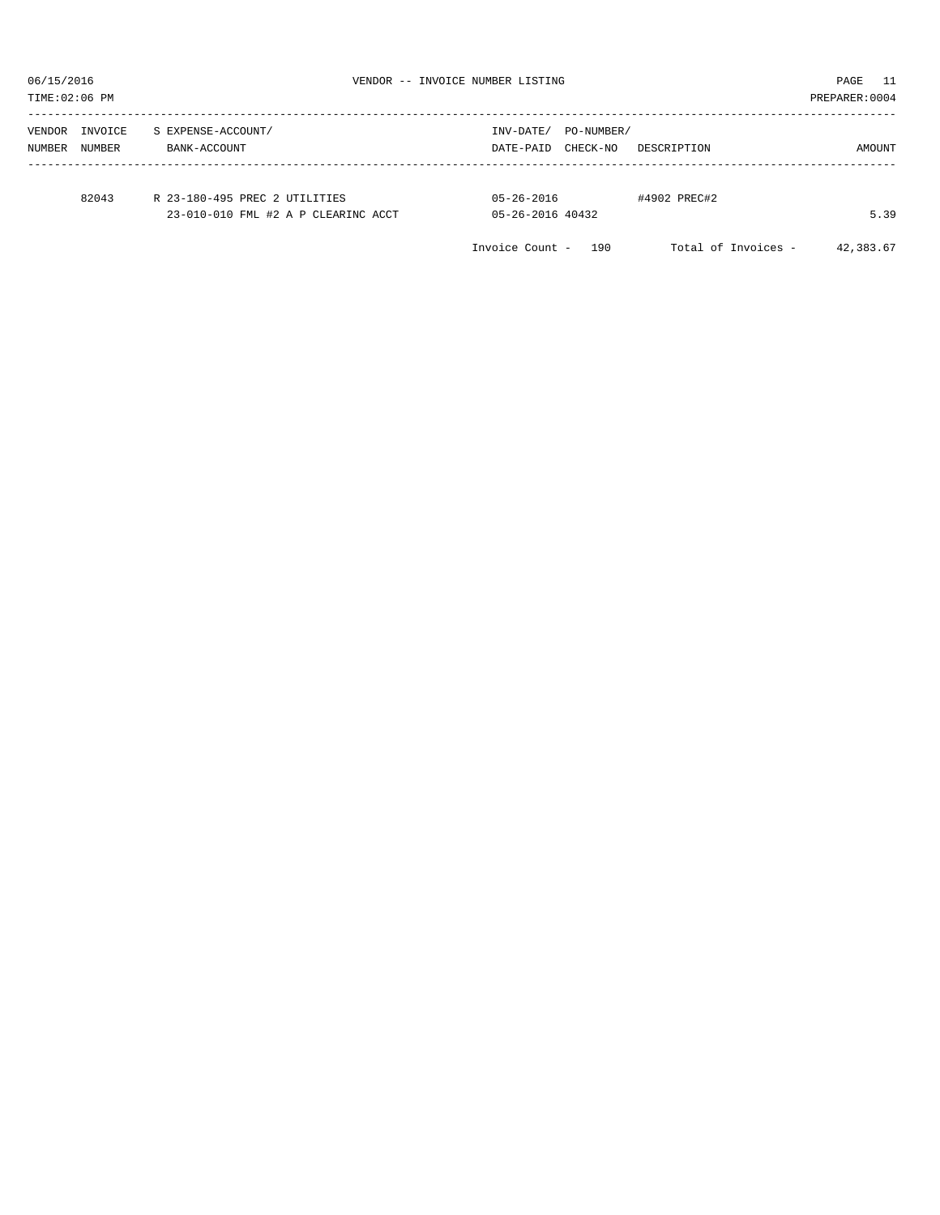VENDOR -- INVOICE NUMBER LISTING

| VENDOR NUMBER | INVOICE NUMBER | S | EXPENSE-ACCOUNT/ BANK-ACCOUNT | INV-DATE/ DATE-PAID | PO-NUMBER/ CHECK-NO | DESCRIPTION | AMOUNT |
|---|---|---|---|---|---|---|---|
| | 82043 | R | 23-180-495 PREC 2 UTILITIES | 05-26-2016 | | #4902 PREC#2 | |
| | | | 23-010-010 FML #2 A P CLEARINC ACCT | 05-26-2016 | 40432 | | 5.39 |

Invoice Count - 190 Total of Invoices - 42,383.67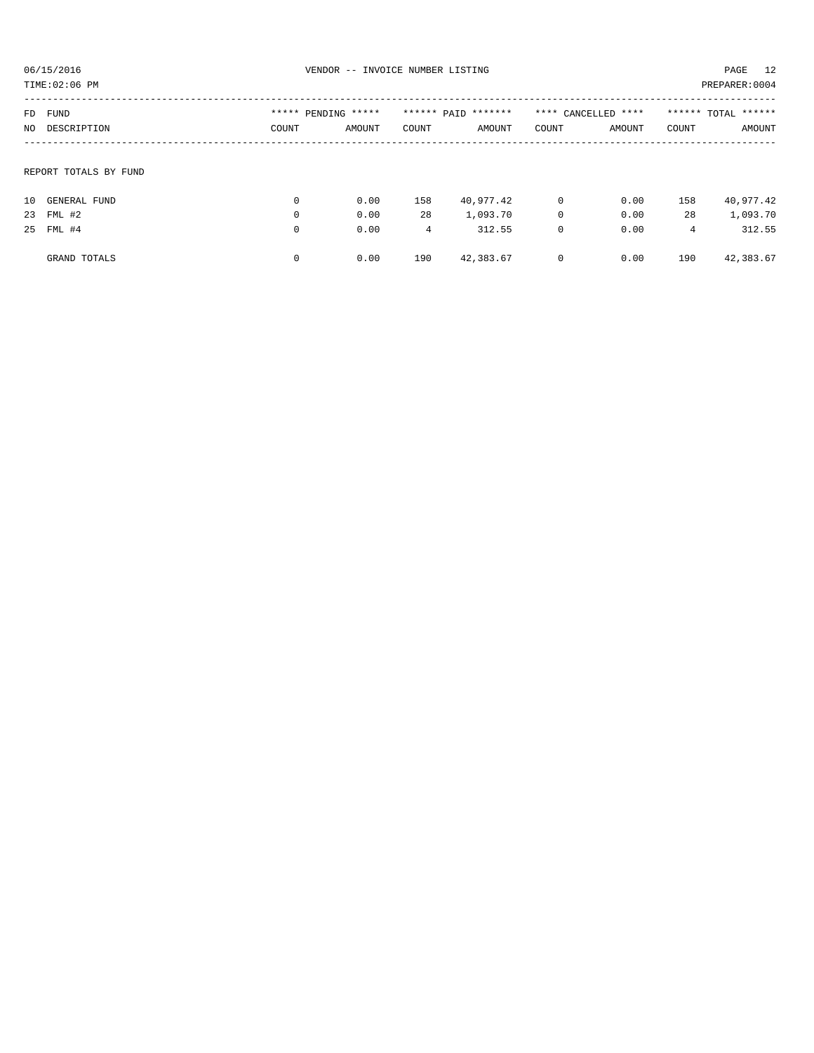06/15/2016 VENDOR -- INVOICE NUMBER LISTING

TIME:02:06 PM PREPARER:0004

| FD NO | FUND DESCRIPTION | ***** PENDING ***** COUNT | AMOUNT | ****** PAID ******* COUNT | AMOUNT | **** CANCELLED **** COUNT | AMOUNT | ****** TOTAL ****** COUNT | AMOUNT |
|---|---|---|---|---|---|---|---|---|---|
| | REPORT TOTALS BY FUND | | | | | | | | |
| 10 | GENERAL FUND | 0 | 0.00 | 158 | 40,977.42 | 0 | 0.00 | 158 | 40,977.42 |
| 23 | FML #2 | 0 | 0.00 | 28 | 1,093.70 | 0 | 0.00 | 28 | 1,093.70 |
| 25 | FML #4 | 0 | 0.00 | 4 | 312.55 | 0 | 0.00 | 4 | 312.55 |
| | GRAND TOTALS | 0 | 0.00 | 190 | 42,383.67 | 0 | 0.00 | 190 | 42,383.67 |